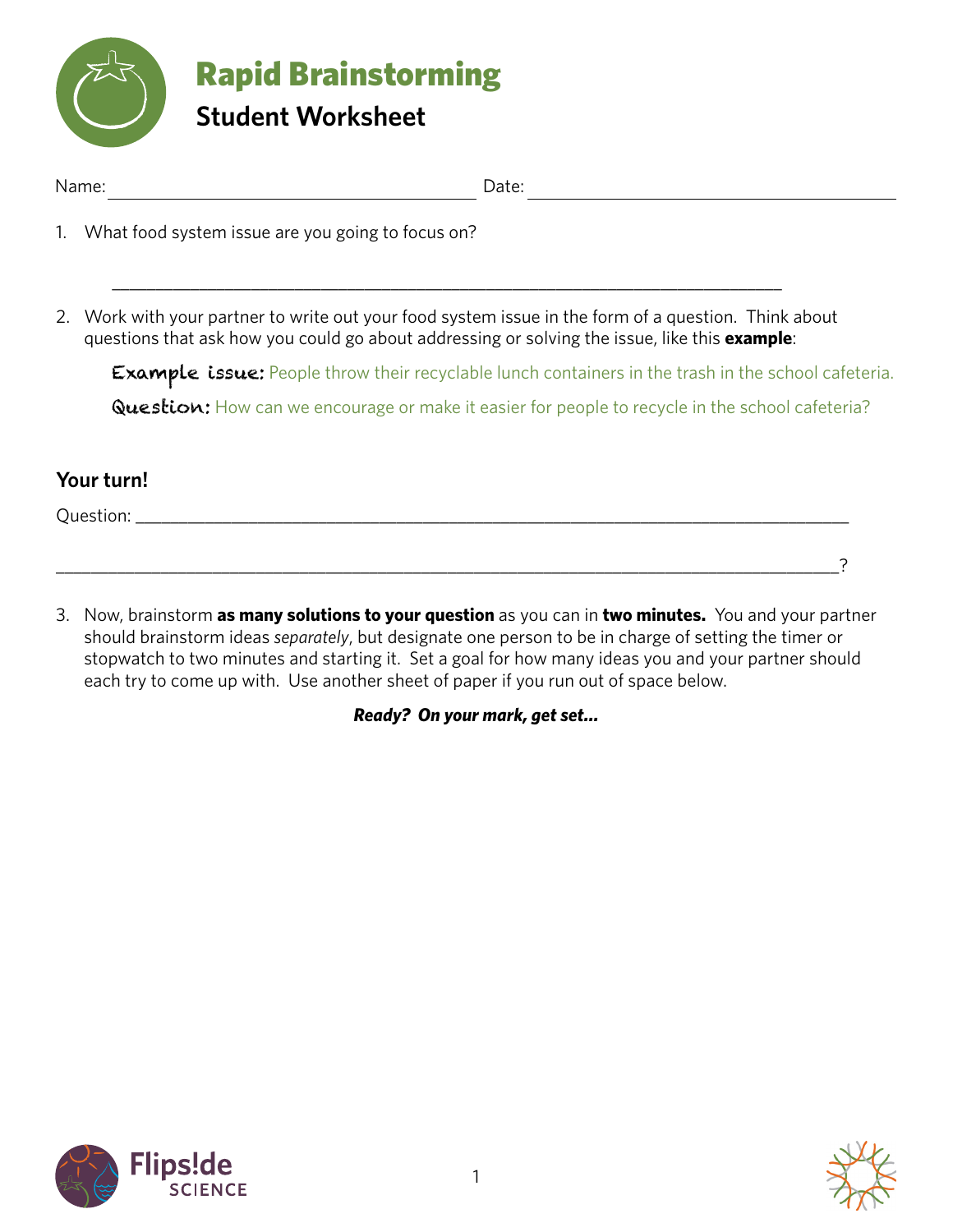# Rapid Brainstorming

## Student Worksheet

Name: ________________________________ Date: ________________________________

1. What food system issue are you going to focus on?

   ______________________________________________________________________

2. Work with your partner to write out your food system issue in the form of a question. Think about questions that ask how you could go about addressing or solving the issue, like this **example**:

   **Example issue:** People throw their recyclable lunch containers in the trash in the school cafeteria.

   **Question:** How can we encourage or make it easier for people to recycle in the school cafeteria?

**Your turn!**

Question: ______________________________________________________________________

______________________________________________________________________________?

3. Now, brainstorm **as many solutions to your question** as you can in **two minutes.** You and your partner should brainstorm ideas *separately*, but designate one person to be in charge of setting the timer or stopwatch to two minutes and starting it. Set a goal for how many ideas you and your partner should each try to come up with. Use another sheet of paper if you run out of space below.

***Ready? On your mark, get set...***

Flips!de SCIENCE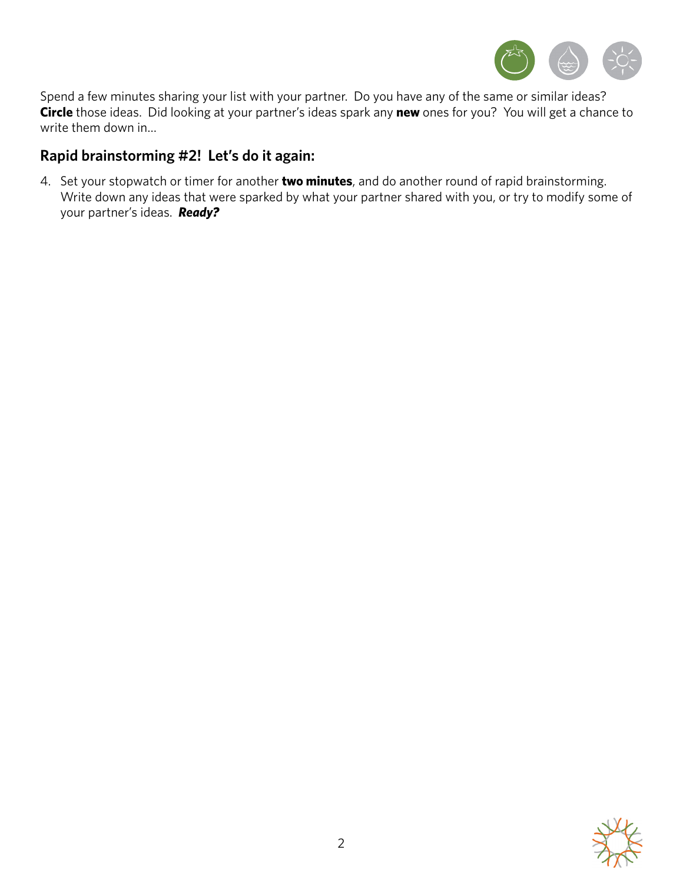Spend a few minutes sharing your list with your partner.  Do you have any of the same or similar ideas?  **Circle** those ideas.  Did looking at your partner's ideas spark any **new** ones for you?  You will get a chance to write them down in...

## Rapid brainstorming #2!  Let's do it again:

4. Set your stopwatch or timer for another **two minutes**, and do another round of rapid brainstorming. Write down any ideas that were sparked by what your partner shared with you, or try to modify some of your partner's ideas.  ***Ready?***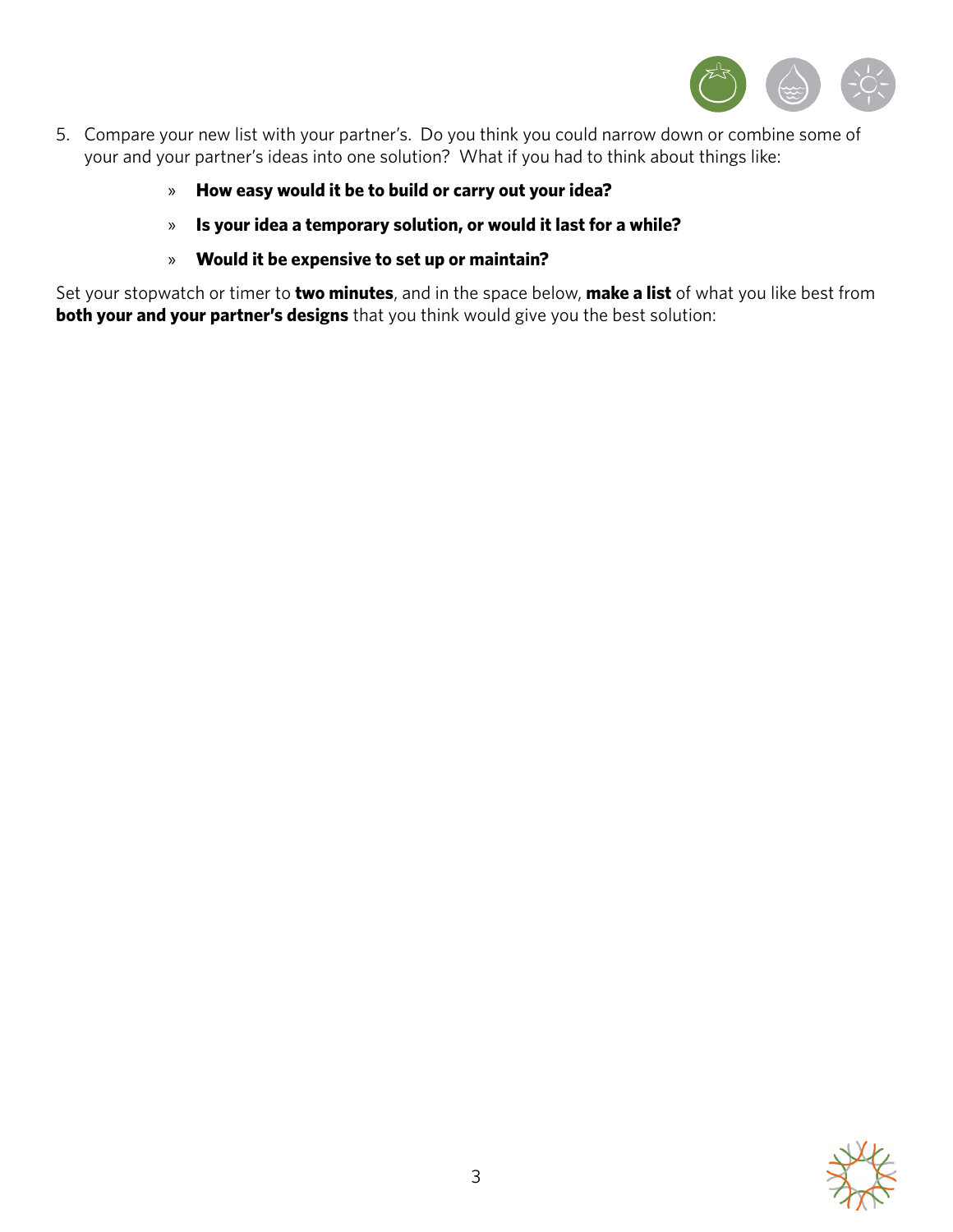5. Compare your new list with your partner's. Do you think you could narrow down or combine some of your and your partner's ideas into one solution? What if you had to think about things like:

   » **How easy would it be to build or carry out your idea?**

   » **Is your idea a temporary solution, or would it last for a while?**

   » **Would it be expensive to set up or maintain?**

Set your stopwatch or timer to **two minutes**, and in the space below, **make a list** of what you like best from **both your and your partner's designs** that you think would give you the best solution: